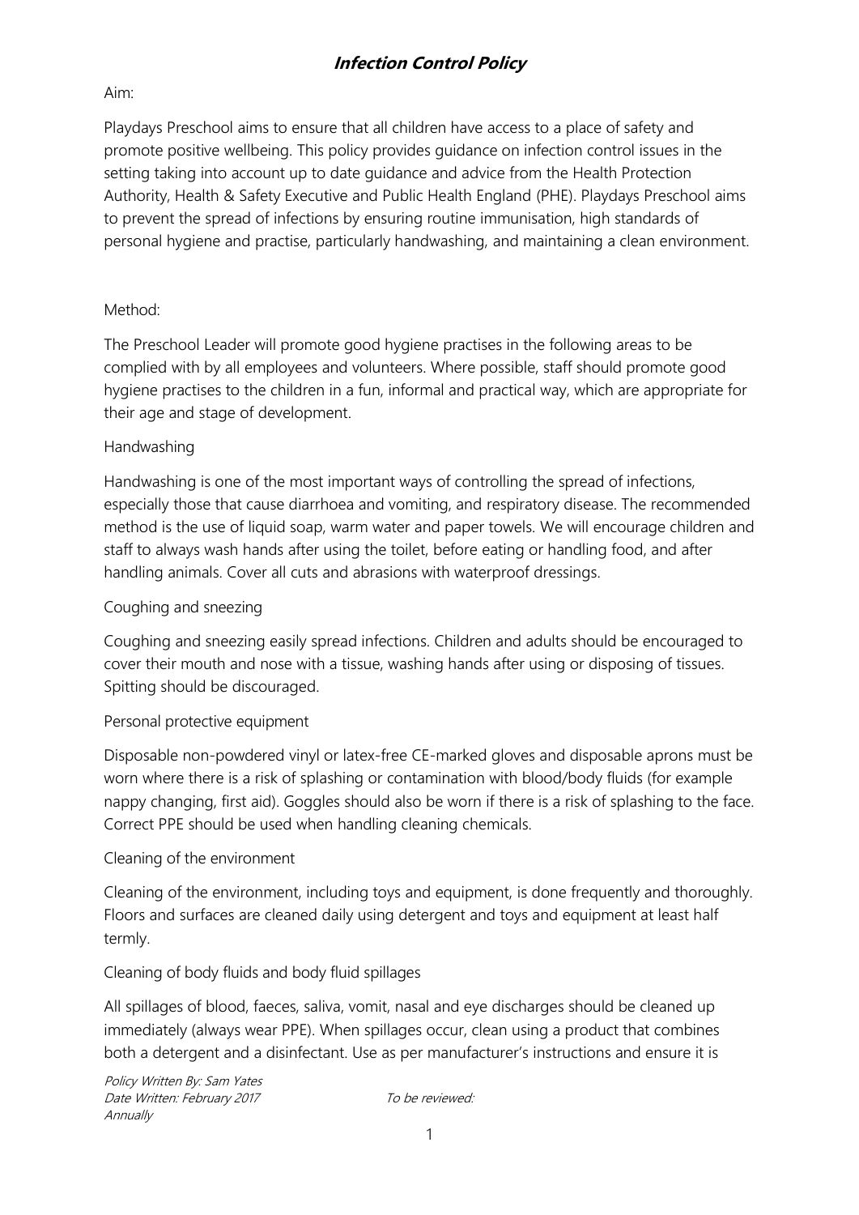# *Infection Control Policy*

Aim:

Playdays Preschool aims to ensure that all children have access to a place of safety and promote positive wellbeing. This policy provides guidance on infection control issues in the setting taking into account up to date guidance and advice from the Health Protection Authority, Health & Safety Executive and Public Health England (PHE). Playdays Preschool aims to prevent the spread of infections by ensuring routine immunisation, high standards of personal hygiene and practise, particularly handwashing, and maintaining a clean environment.

Method:

The Preschool Leader will promote good hygiene practises in the following areas to be complied with by all employees and volunteers. Where possible, staff should promote good hygiene practises to the children in a fun, informal and practical way, which are appropriate for their age and stage of development.

Handwashing

Handwashing is one of the most important ways of controlling the spread of infections, especially those that cause diarrhoea and vomiting, and respiratory disease. The recommended method is the use of liquid soap, warm water and paper towels. We will encourage children and staff to always wash hands after using the toilet, before eating or handling food, and after handling animals. Cover all cuts and abrasions with waterproof dressings.

Coughing and sneezing

Coughing and sneezing easily spread infections. Children and adults should be encouraged to cover their mouth and nose with a tissue, washing hands after using or disposing of tissues. Spitting should be discouraged.

Personal protective equipment

Disposable non-powdered vinyl or latex-free CE-marked gloves and disposable aprons must be worn where there is a risk of splashing or contamination with blood/body fluids (for example nappy changing, first aid). Goggles should also be worn if there is a risk of splashing to the face. Correct PPE should be used when handling cleaning chemicals.

Cleaning of the environment

Cleaning of the environment, including toys and equipment, is done frequently and thoroughly. Floors and surfaces are cleaned daily using detergent and toys and equipment at least half termly.

Cleaning of body fluids and body fluid spillages

All spillages of blood, faeces, saliva, vomit, nasal and eye discharges should be cleaned up immediately (always wear PPE). When spillages occur, clean using a product that combines both a detergent and a disinfectant. Use as per manufacturer's instructions and ensure it is

*Policy Written By: Sam Yates*
*Date Written: February 2017* *To be reviewed: Annually*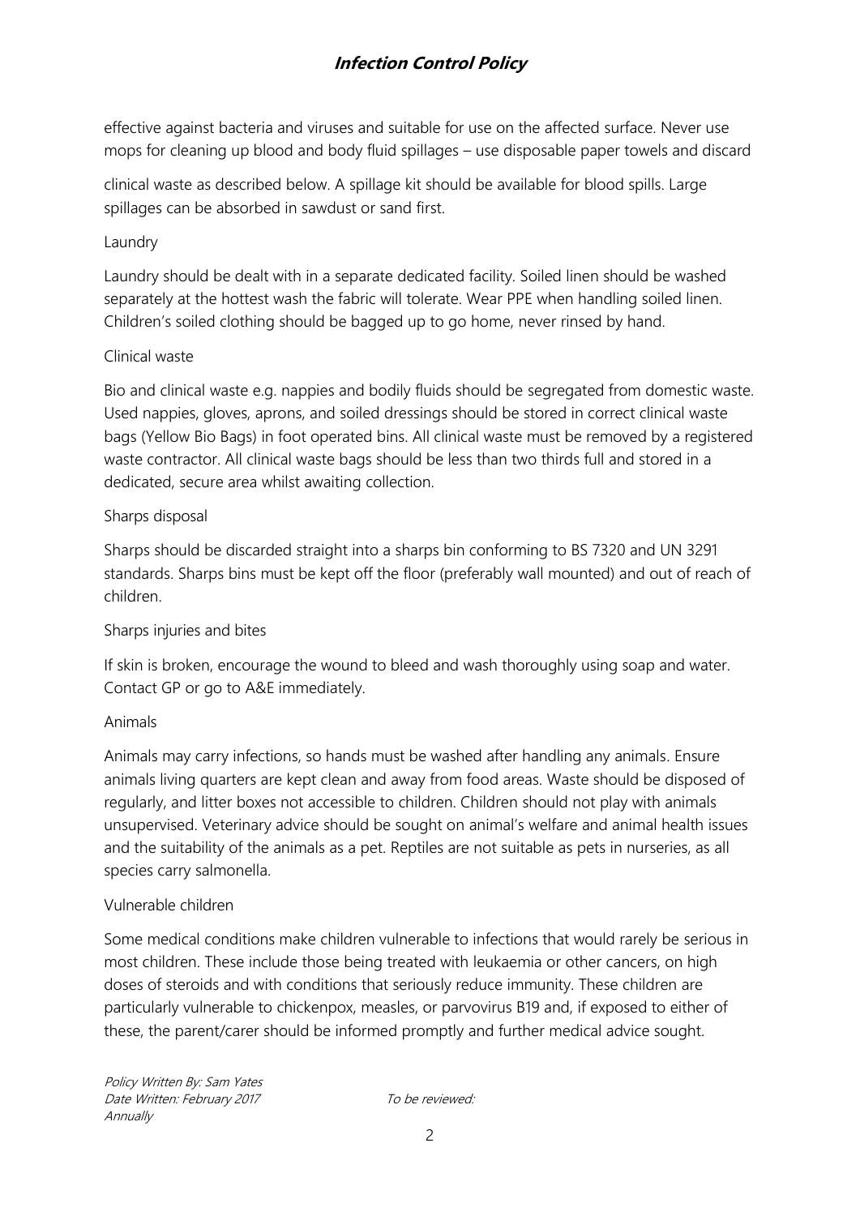effective against bacteria and viruses and suitable for use on the affected surface. Never use mops for cleaning up blood and body fluid spillages – use disposable paper towels and discard

clinical waste as described below. A spillage kit should be available for blood spills. Large spillages can be absorbed in sawdust or sand first.

Laundry

Laundry should be dealt with in a separate dedicated facility. Soiled linen should be washed separately at the hottest wash the fabric will tolerate. Wear PPE when handling soiled linen. Children's soiled clothing should be bagged up to go home, never rinsed by hand.

Clinical waste

Bio and clinical waste e.g. nappies and bodily fluids should be segregated from domestic waste. Used nappies, gloves, aprons, and soiled dressings should be stored in correct clinical waste bags (Yellow Bio Bags) in foot operated bins. All clinical waste must be removed by a registered waste contractor. All clinical waste bags should be less than two thirds full and stored in a dedicated, secure area whilst awaiting collection.

Sharps disposal

Sharps should be discarded straight into a sharps bin conforming to BS 7320 and UN 3291 standards. Sharps bins must be kept off the floor (preferably wall mounted) and out of reach of children.

Sharps injuries and bites

If skin is broken, encourage the wound to bleed and wash thoroughly using soap and water. Contact GP or go to A&E immediately.

Animals

Animals may carry infections, so hands must be washed after handling any animals. Ensure animals living quarters are kept clean and away from food areas. Waste should be disposed of regularly, and litter boxes not accessible to children. Children should not play with animals unsupervised. Veterinary advice should be sought on animal's welfare and animal health issues and the suitability of the animals as a pet. Reptiles are not suitable as pets in nurseries, as all species carry salmonella.

Vulnerable children

Some medical conditions make children vulnerable to infections that would rarely be serious in most children. These include those being treated with leukaemia or other cancers, on high doses of steroids and with conditions that seriously reduce immunity. These children are particularly vulnerable to chickenpox, measles, or parvovirus B19 and, if exposed to either of these, the parent/carer should be informed promptly and further medical advice sought.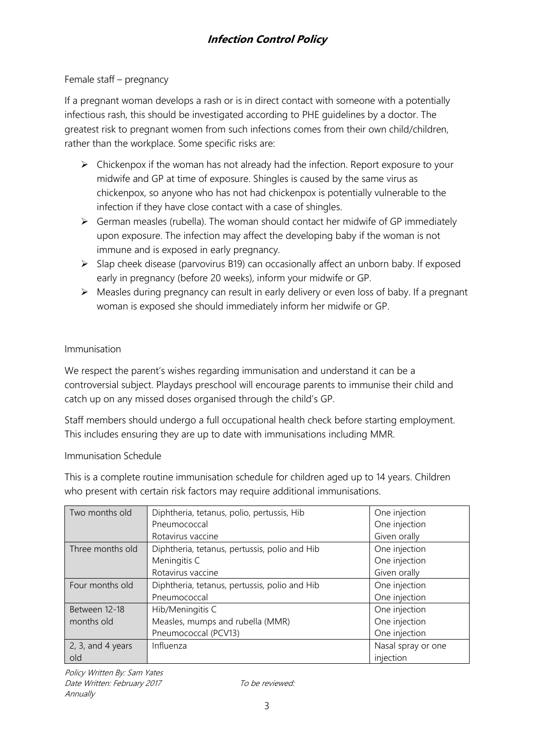Female staff – pregnancy

If a pregnant woman develops a rash or is in direct contact with someone with a potentially infectious rash, this should be investigated according to PHE guidelines by a doctor. The greatest risk to pregnant women from such infections comes from their own child/children, rather than the workplace. Some specific risks are:

- Chickenpox if the woman has not already had the infection. Report exposure to your midwife and GP at time of exposure. Shingles is caused by the same virus as chickenpox, so anyone who has not had chickenpox is potentially vulnerable to the infection if they have close contact with a case of shingles.
- German measles (rubella). The woman should contact her midwife of GP immediately upon exposure. The infection may affect the developing baby if the woman is not immune and is exposed in early pregnancy.
- Slap cheek disease (parvovirus B19) can occasionally affect an unborn baby. If exposed early in pregnancy (before 20 weeks), inform your midwife or GP.
- Measles during pregnancy can result in early delivery or even loss of baby. If a pregnant woman is exposed she should immediately inform her midwife or GP.

Immunisation

We respect the parent's wishes regarding immunisation and understand it can be a controversial subject. Playdays preschool will encourage parents to immunise their child and catch up on any missed doses organised through the child's GP.

Staff members should undergo a full occupational health check before starting employment. This includes ensuring they are up to date with immunisations including MMR.

Immunisation Schedule

This is a complete routine immunisation schedule for children aged up to 14 years. Children who present with certain risk factors may require additional immunisations.

| Age | Vaccine | Method |
|---|---|---|
| Two months old | Diphtheria, tetanus, polio, pertussis, Hib<br>Pneumococcal<br>Rotavirus vaccine | One injection<br>One injection<br>Given orally |
| Three months old | Diphtheria, tetanus, pertussis, polio and Hib<br>Meningitis C<br>Rotavirus vaccine | One injection<br>One injection<br>Given orally |
| Four months old | Diphtheria, tetanus, pertussis, polio and Hib<br>Pneumococcal | One injection<br>One injection |
| Between 12-18 months old | Hib/Meningitis C<br>Measles, mumps and rubella (MMR)<br>Pneumococcal (PCV13) | One injection<br>One injection<br>One injection |
| 2, 3, and 4 years old | Influenza | Nasal spray or one injection |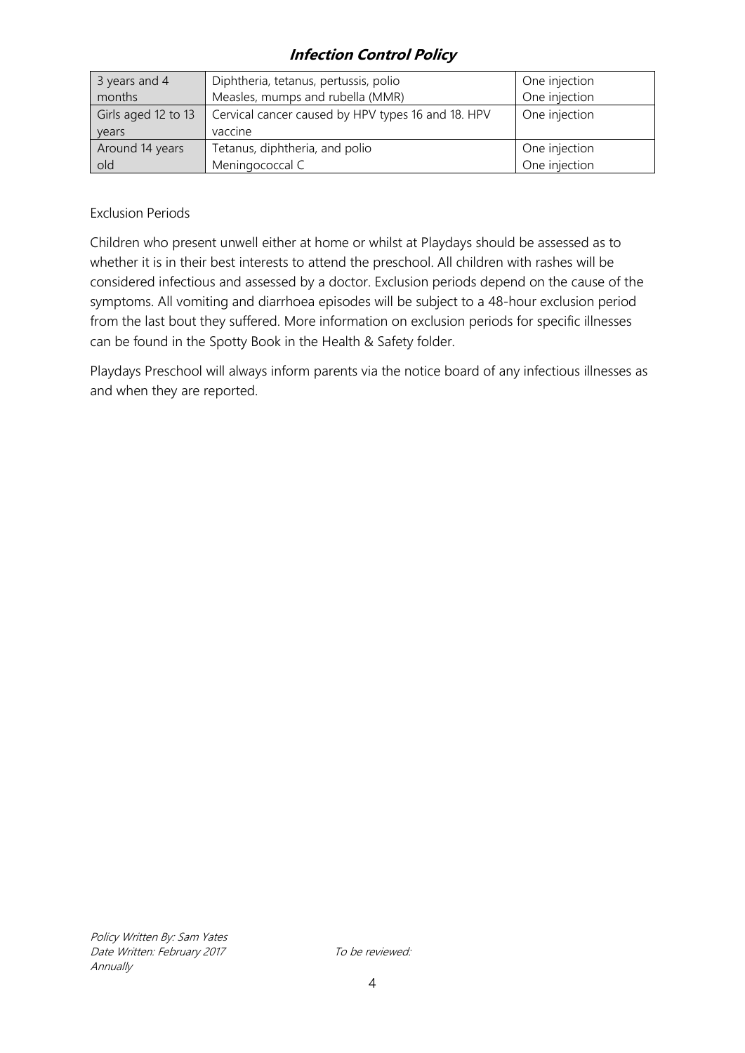| | | |
|---|---|---|
| 3 years and 4 months | Diphtheria, tetanus, pertussis, polio<br>Measles, mumps and rubella (MMR) | One injection<br>One injection |
| Girls aged 12 to 13 years | Cervical cancer caused by HPV types 16 and 18. HPV vaccine | One injection |
| Around 14 years old | Tetanus, diphtheria, and polio<br>Meningococcal C | One injection<br>One injection |

Exclusion Periods

Children who present unwell either at home or whilst at Playdays should be assessed as to whether it is in their best interests to attend the preschool. All children with rashes will be considered infectious and assessed by a doctor. Exclusion periods depend on the cause of the symptoms. All vomiting and diarrhoea episodes will be subject to a 48-hour exclusion period from the last bout they suffered. More information on exclusion periods for specific illnesses can be found in the Spotty Book in the Health & Safety folder.

Playdays Preschool will always inform parents via the notice board of any infectious illnesses as and when they are reported.